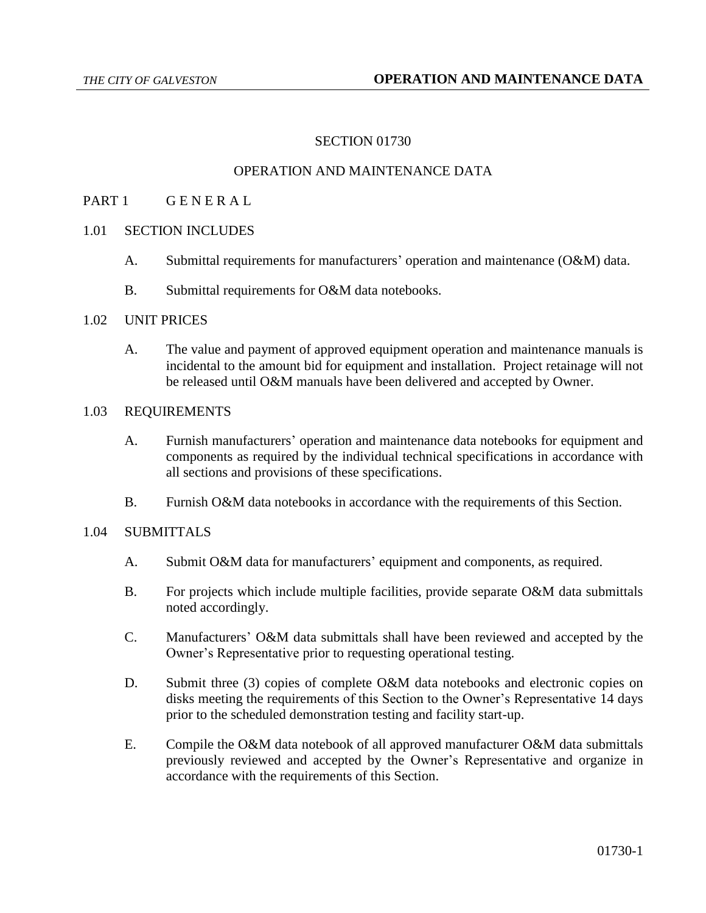# SECTION 01730

# OPERATION AND MAINTENANCE DATA

## PART 1 G E N E R A L

### 1.01 SECTION INCLUDES

A. Submittal requirements for manufacturers' operation and maintenance (O&M) data.

B. Submittal requirements for O&M data notebooks.

### 1.02 UNIT PRICES

A. The value and payment of approved equipment operation and maintenance manuals is incidental to the amount bid for equipment and installation. Project retainage will not be released until O&M manuals have been delivered and accepted by Owner.

### 1.03 REQUIREMENTS

A. Furnish manufacturers' operation and maintenance data notebooks for equipment and components as required by the individual technical specifications in accordance with all sections and provisions of these specifications.

B. Furnish O&M data notebooks in accordance with the requirements of this Section.

### 1.04 SUBMITTALS

A. Submit O&M data for manufacturers' equipment and components, as required.

B. For projects which include multiple facilities, provide separate O&M data submittals noted accordingly.

C. Manufacturers' O&M data submittals shall have been reviewed and accepted by the Owner's Representative prior to requesting operational testing.

D. Submit three (3) copies of complete O&M data notebooks and electronic copies on disks meeting the requirements of this Section to the Owner's Representative 14 days prior to the scheduled demonstration testing and facility start-up.

E. Compile the O&M data notebook of all approved manufacturer O&M data submittals previously reviewed and accepted by the Owner's Representative and organize in accordance with the requirements of this Section.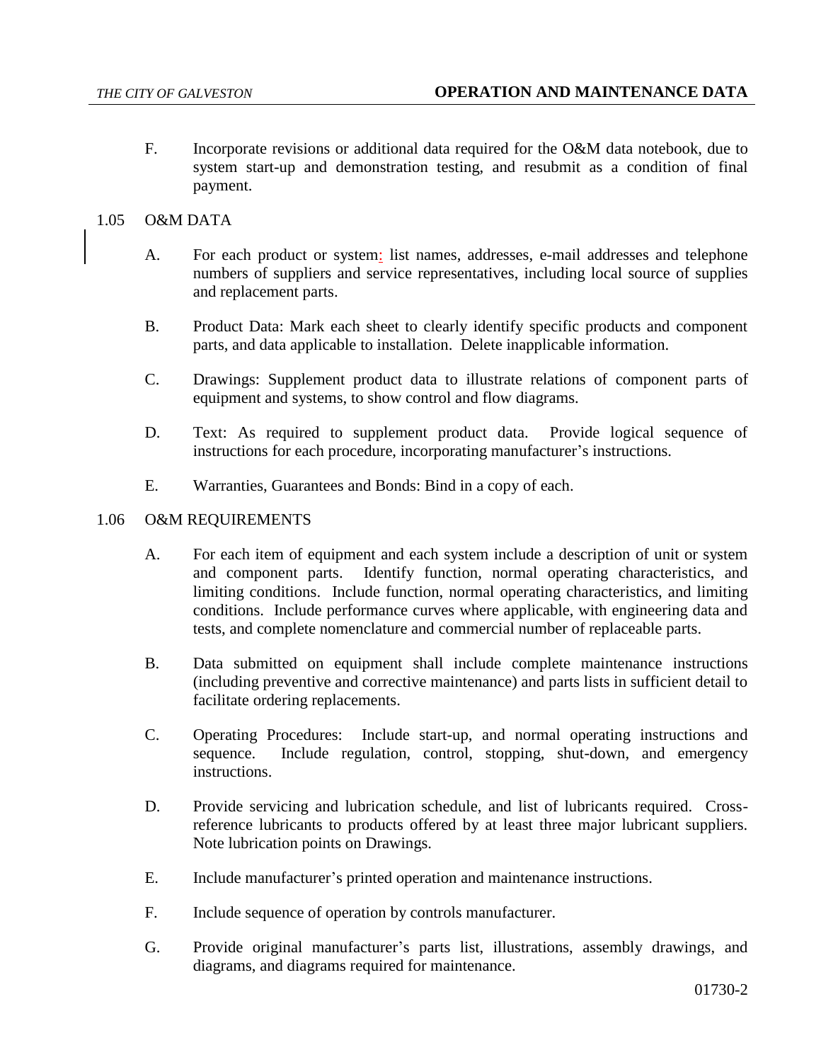F. Incorporate revisions or additional data required for the O&M data notebook, due to system start-up and demonstration testing, and resubmit as a condition of final payment.

## 1.05 O&M DATA

A. For each product or system: list names, addresses, e-mail addresses and telephone numbers of suppliers and service representatives, including local source of supplies and replacement parts.

B. Product Data: Mark each sheet to clearly identify specific products and component parts, and data applicable to installation. Delete inapplicable information.

C. Drawings: Supplement product data to illustrate relations of component parts of equipment and systems, to show control and flow diagrams.

D. Text: As required to supplement product data. Provide logical sequence of instructions for each procedure, incorporating manufacturer's instructions.

E. Warranties, Guarantees and Bonds: Bind in a copy of each.

## 1.06 O&M REQUIREMENTS

A. For each item of equipment and each system include a description of unit or system and component parts. Identify function, normal operating characteristics, and limiting conditions. Include function, normal operating characteristics, and limiting conditions. Include performance curves where applicable, with engineering data and tests, and complete nomenclature and commercial number of replaceable parts.

B. Data submitted on equipment shall include complete maintenance instructions (including preventive and corrective maintenance) and parts lists in sufficient detail to facilitate ordering replacements.

C. Operating Procedures: Include start-up, and normal operating instructions and sequence. Include regulation, control, stopping, shut-down, and emergency instructions.

D. Provide servicing and lubrication schedule, and list of lubricants required. Cross-reference lubricants to products offered by at least three major lubricant suppliers. Note lubrication points on Drawings.

E. Include manufacturer's printed operation and maintenance instructions.

F. Include sequence of operation by controls manufacturer.

G. Provide original manufacturer's parts list, illustrations, assembly drawings, and diagrams, and diagrams required for maintenance.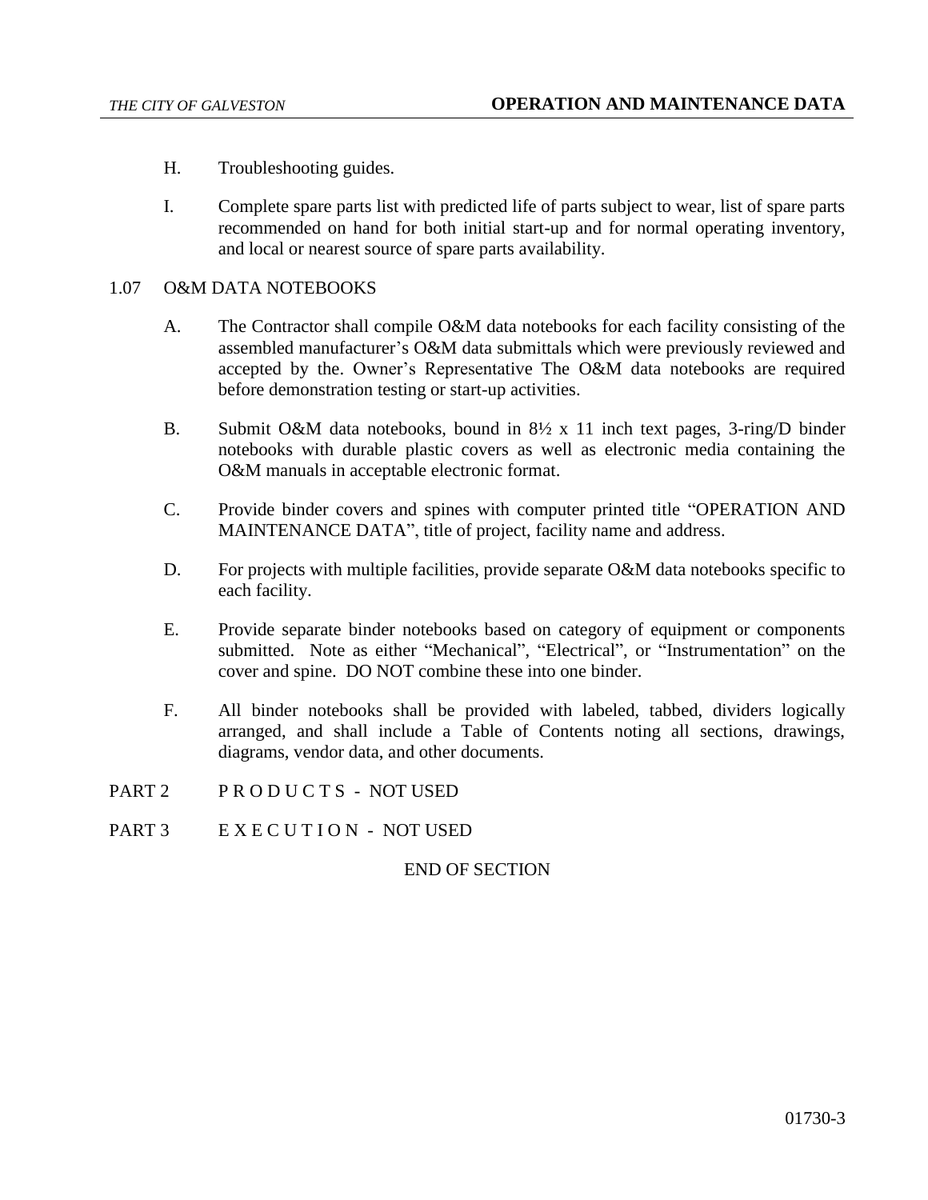H. Troubleshooting guides.

I. Complete spare parts list with predicted life of parts subject to wear, list of spare parts recommended on hand for both initial start-up and for normal operating inventory, and local or nearest source of spare parts availability.

## 1.07 O&M DATA NOTEBOOKS

A. The Contractor shall compile O&M data notebooks for each facility consisting of the assembled manufacturer's O&M data submittals which were previously reviewed and accepted by the. Owner's Representative The O&M data notebooks are required before demonstration testing or start-up activities.

B. Submit O&M data notebooks, bound in 8½ x 11 inch text pages, 3-ring/D binder notebooks with durable plastic covers as well as electronic media containing the O&M manuals in acceptable electronic format.

C. Provide binder covers and spines with computer printed title "OPERATION AND MAINTENANCE DATA", title of project, facility name and address.

D. For projects with multiple facilities, provide separate O&M data notebooks specific to each facility.

E. Provide separate binder notebooks based on category of equipment or components submitted. Note as either "Mechanical", "Electrical", or "Instrumentation" on the cover and spine. DO NOT combine these into one binder.

F. All binder notebooks shall be provided with labeled, tabbed, dividers logically arranged, and shall include a Table of Contents noting all sections, drawings, diagrams, vendor data, and other documents.

## PART 2 P R O D U C T S - NOT USED

## PART 3 E X E C U T I O N - NOT USED

END OF SECTION